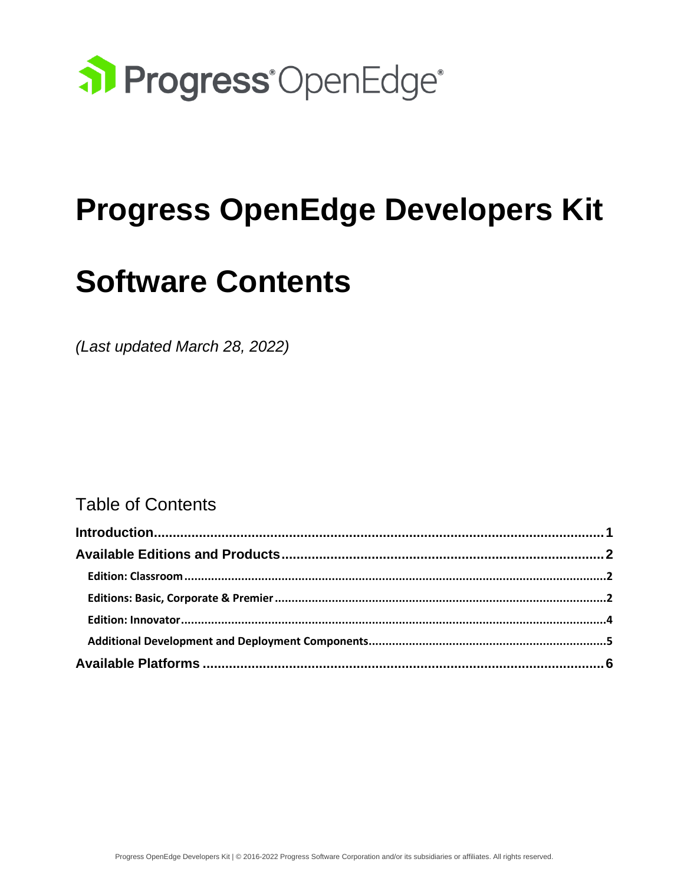Progress OpenEdge

# Progress OpenEdge Developers Kit

# Software Contents

*(Last updated March 28, 2022)*

## Table of Contents

**Introduction** ........................................................................ 1

**Available Editions and Products** ........................................................................ 2

- **Edition: Classroom** ........................................................................ 2
- **Editions: Basic, Corporate & Premier** ........................................................................ 2
- **Edition: Innovator** ........................................................................ 4
- **Additional Development and Deployment Components** ........................................................................ 5

**Available Platforms** ........................................................................ 6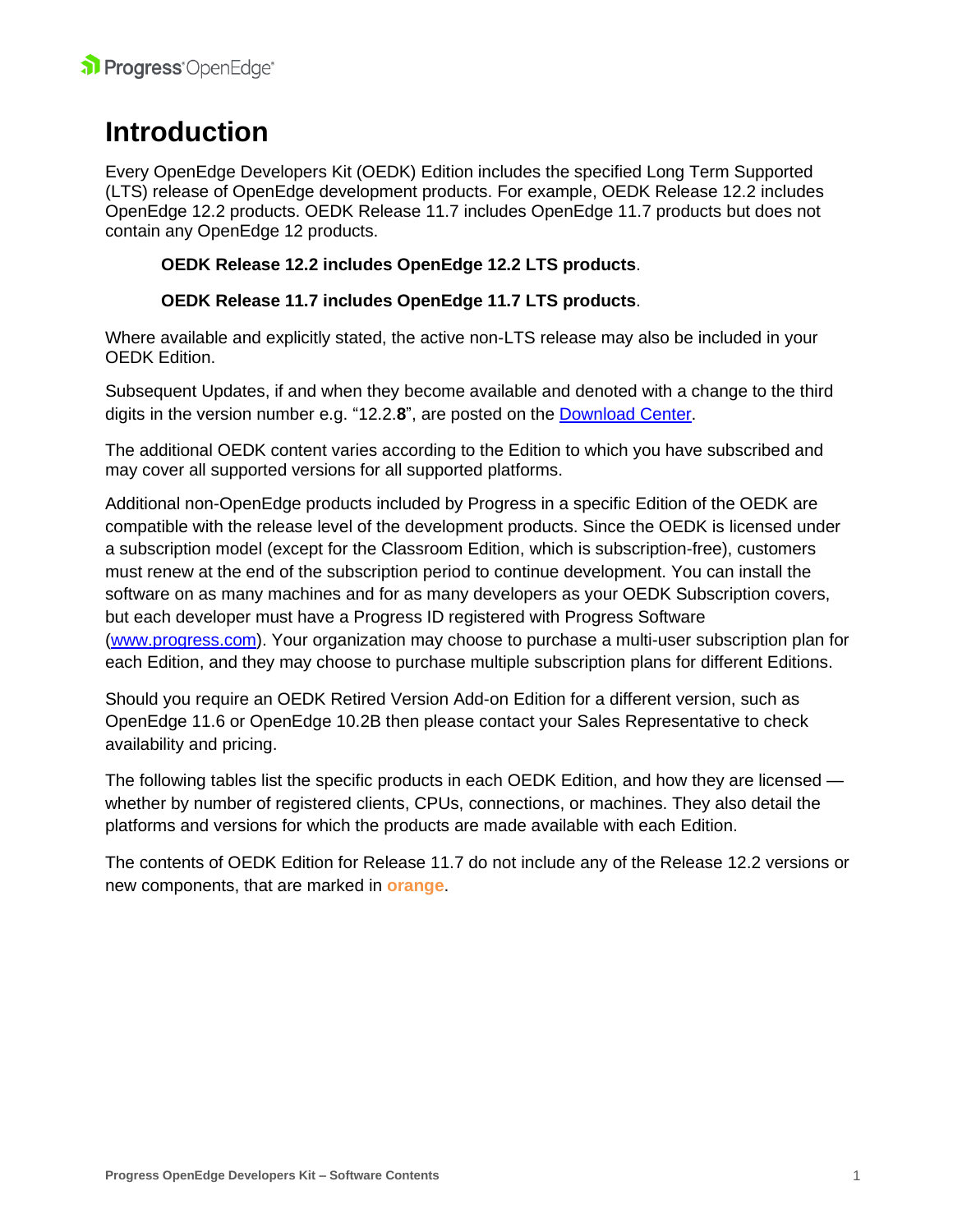# Introduction

Every OpenEdge Developers Kit (OEDK) Edition includes the specified Long Term Supported (LTS) release of OpenEdge development products. For example, OEDK Release 12.2 includes OpenEdge 12.2 products. OEDK Release 11.7 includes OpenEdge 11.7 products but does not contain any OpenEdge 12 products.

> **OEDK Release 12.2 includes OpenEdge 12.2 LTS products**.
>
> **OEDK Release 11.7 includes OpenEdge 11.7 LTS products**.

Where available and explicitly stated, the active non-LTS release may also be included in your OEDK Edition.

Subsequent Updates, if and when they become available and denoted with a change to the third digits in the version number e.g. "12.2.**8**", are posted on the Download Center.

The additional OEDK content varies according to the Edition to which you have subscribed and may cover all supported versions for all supported platforms.

Additional non-OpenEdge products included by Progress in a specific Edition of the OEDK are compatible with the release level of the development products. Since the OEDK is licensed under a subscription model (except for the Classroom Edition, which is subscription-free), customers must renew at the end of the subscription period to continue development. You can install the software on as many machines and for as many developers as your OEDK Subscription covers, but each developer must have a Progress ID registered with Progress Software (www.progress.com). Your organization may choose to purchase a multi-user subscription plan for each Edition, and they may choose to purchase multiple subscription plans for different Editions.

Should you require an OEDK Retired Version Add-on Edition for a different version, such as OpenEdge 11.6 or OpenEdge 10.2B then please contact your Sales Representative to check availability and pricing.

The following tables list the specific products in each OEDK Edition, and how they are licensed — whether by number of registered clients, CPUs, connections, or machines. They also detail the platforms and versions for which the products are made available with each Edition.

The contents of OEDK Edition for Release 11.7 do not include any of the Release 12.2 versions or new components, that are marked in **orange**.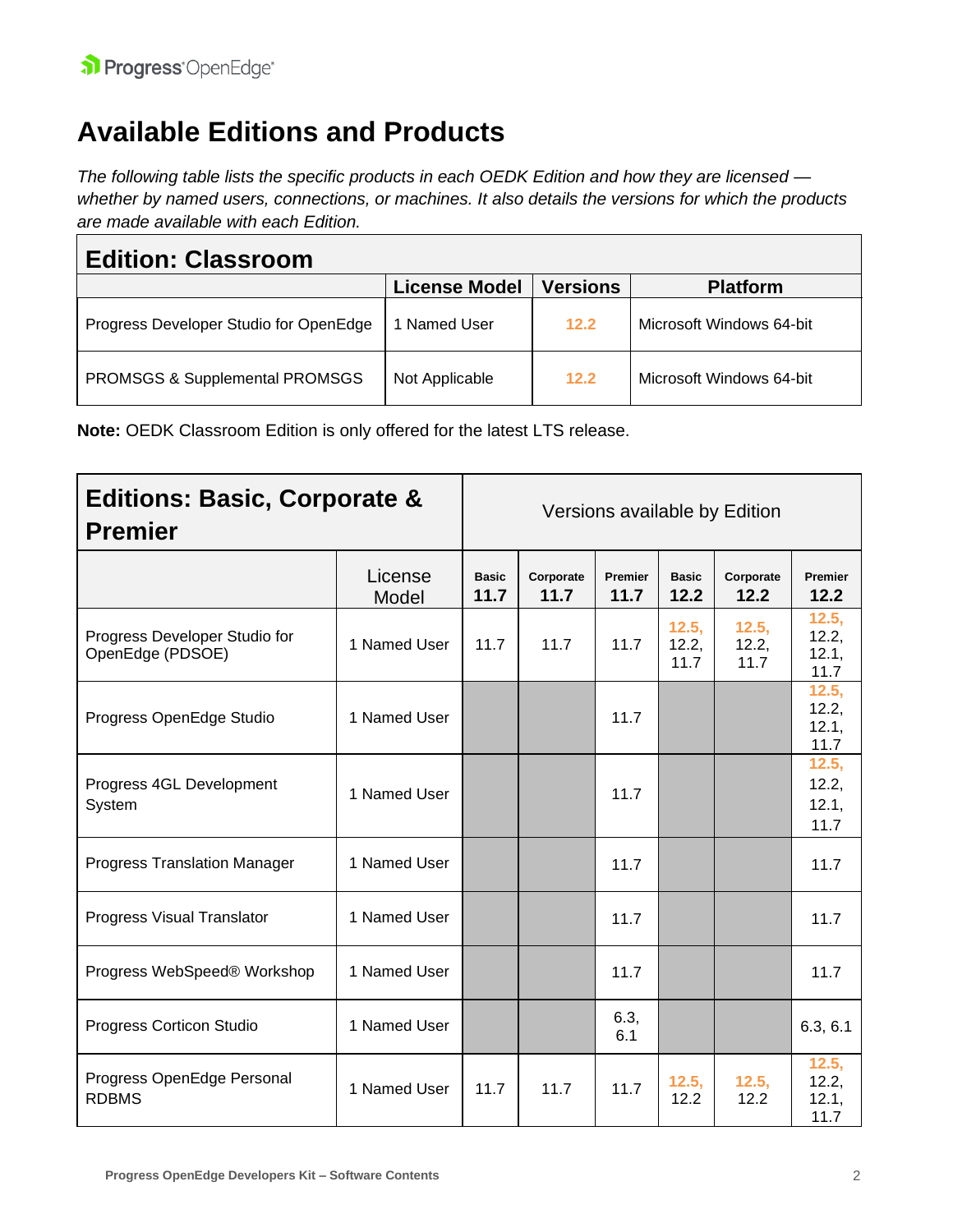# Available Editions and Products

*The following table lists the specific products in each OEDK Edition and how they are licensed — whether by named users, connections, or machines. It also details the versions for which the products are made available with each Edition.*

| **Edition: Classroom** | | | |
|---|---|---|---|
| | **License Model** | **Versions** | **Platform** |
| Progress Developer Studio for OpenEdge | 1 Named User | 12.2 | Microsoft Windows 64-bit |
| PROMSGS & Supplemental PROMSGS | Not Applicable | 12.2 | Microsoft Windows 64-bit |

**Note:** OEDK Classroom Edition is only offered for the latest LTS release.

| **Editions: Basic, Corporate & Premier** | | Versions available by Edition | | | | | |
|---|---|---|---|---|---|---|---|
| | License Model | Basic 11.7 | Corporate 11.7 | Premier 11.7 | Basic 12.2 | Corporate 12.2 | Premier 12.2 |
| Progress Developer Studio for OpenEdge (PDSOE) | 1 Named User | 11.7 | 11.7 | 11.7 | 12.5, 12.2, 11.7 | 12.5, 12.2, 11.7 | 12.5, 12.2, 12.1, 11.7 |
| Progress OpenEdge Studio | 1 Named User | | | 11.7 | | | 12.5, 12.2, 12.1, 11.7 |
| Progress 4GL Development System | 1 Named User | | | 11.7 | | | 12.5, 12.2, 12.1, 11.7 |
| Progress Translation Manager | 1 Named User | | | 11.7 | | | 11.7 |
| Progress Visual Translator | 1 Named User | | | 11.7 | | | 11.7 |
| Progress WebSpeed® Workshop | 1 Named User | | | 11.7 | | | 11.7 |
| Progress Corticon Studio | 1 Named User | | | 6.3, 6.1 | | | 6.3, 6.1 |
| Progress OpenEdge Personal RDBMS | 1 Named User | 11.7 | 11.7 | 11.7 | 12.5, 12.2 | 12.5, 12.2 | 12.5, 12.2, 12.1, 11.7 |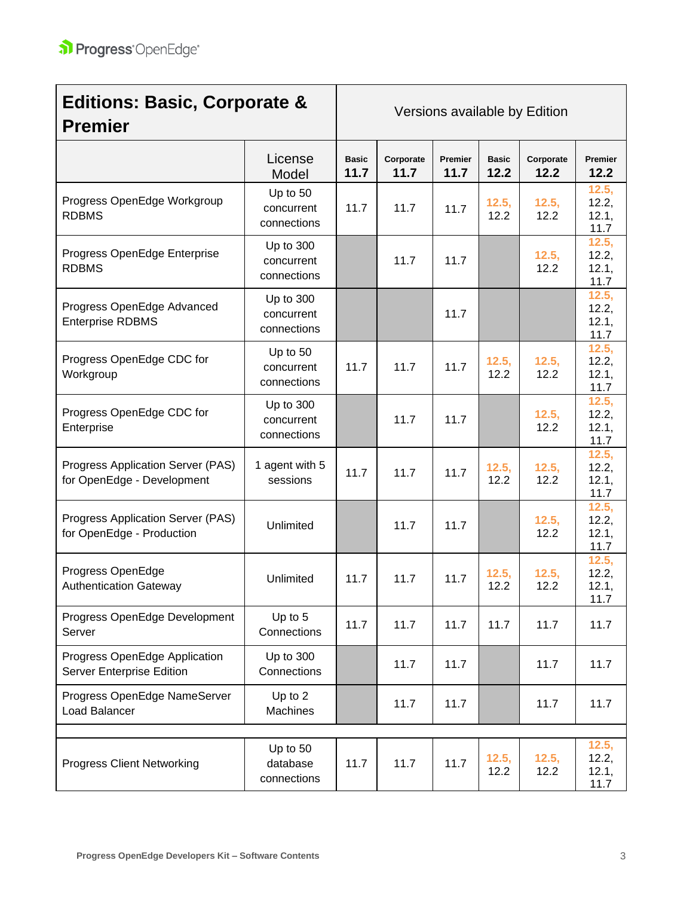| Editions: Basic, Corporate & Premier | | Versions available by Edition | | | | | |
|---|---|---|---|---|---|---|---|
| | License Model | Basic 11.7 | Corporate 11.7 | Premier 11.7 | Basic 12.2 | Corporate 12.2 | Premier 12.2 |
| Progress OpenEdge Workgroup RDBMS | Up to 50 concurrent connections | 11.7 | 11.7 | 11.7 | 12.5, 12.2 | 12.5, 12.2 | 12.5, 12.2, 12.1, 11.7 |
| Progress OpenEdge Enterprise RDBMS | Up to 300 concurrent connections | | 11.7 | 11.7 | | 12.5, 12.2 | 12.5, 12.2, 12.1, 11.7 |
| Progress OpenEdge Advanced Enterprise RDBMS | Up to 300 concurrent connections | | | 11.7 | | | 12.5, 12.2, 12.1, 11.7 |
| Progress OpenEdge CDC for Workgroup | Up to 50 concurrent connections | 11.7 | 11.7 | 11.7 | 12.5, 12.2 | 12.5, 12.2 | 12.5, 12.2, 12.1, 11.7 |
| Progress OpenEdge CDC for Enterprise | Up to 300 concurrent connections | | 11.7 | 11.7 | | 12.5, 12.2 | 12.5, 12.2, 12.1, 11.7 |
| Progress Application Server (PAS) for OpenEdge - Development | 1 agent with 5 sessions | 11.7 | 11.7 | 11.7 | 12.5, 12.2 | 12.5, 12.2 | 12.5, 12.2, 12.1, 11.7 |
| Progress Application Server (PAS) for OpenEdge - Production | Unlimited | | 11.7 | 11.7 | | 12.5, 12.2 | 12.5, 12.2, 12.1, 11.7 |
| Progress OpenEdge Authentication Gateway | Unlimited | 11.7 | 11.7 | 11.7 | 12.5, 12.2 | 12.5, 12.2 | 12.5, 12.2, 12.1, 11.7 |
| Progress OpenEdge Development Server | Up to 5 Connections | 11.7 | 11.7 | 11.7 | 11.7 | 11.7 | 11.7 |
| Progress OpenEdge Application Server Enterprise Edition | Up to 300 Connections | | 11.7 | 11.7 | | 11.7 | 11.7 |
| Progress OpenEdge NameServer Load Balancer | Up to 2 Machines | | 11.7 | 11.7 | | 11.7 | 11.7 |
| | | | | | | | |
| Progress Client Networking | Up to 50 database connections | 11.7 | 11.7 | 11.7 | 12.5, 12.2 | 12.5, 12.2 | 12.5, 12.2, 12.1, 11.7 |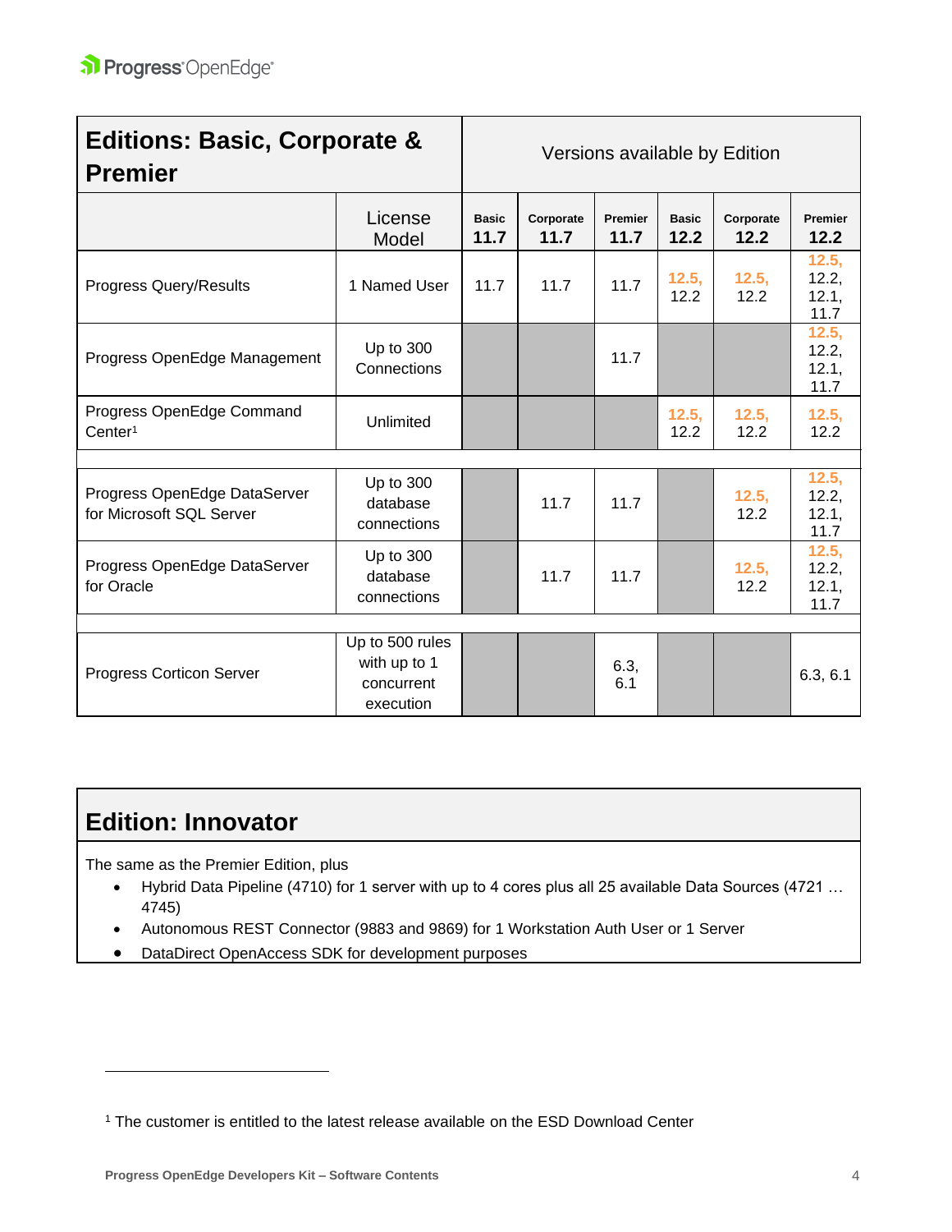| Editions: Basic, Corporate & Premier | | Versions available by Edition | | | | | |
|---|---|---|---|---|---|---|---|
| | License Model | Basic 11.7 | Corporate 11.7 | Premier 11.7 | Basic 12.2 | Corporate 12.2 | Premier 12.2 |
| Progress Query/Results | 1 Named User | 11.7 | 11.7 | 11.7 | 12.5, 12.2 | 12.5, 12.2 | 12.5, 12.2, 12.1, 11.7 |
| Progress OpenEdge Management | Up to 300 Connections | | | 11.7 | | | 12.5, 12.2, 12.1, 11.7 |
| Progress OpenEdge Command Center[1] | Unlimited | | | | 12.5, 12.2 | 12.5, 12.2 | 12.5, 12.2 |
| | | | | | | | |
| Progress OpenEdge DataServer for Microsoft SQL Server | Up to 300 database connections | | 11.7 | 11.7 | | 12.5, 12.2 | 12.5, 12.2, 12.1, 11.7 |
| Progress OpenEdge DataServer for Oracle | Up to 300 database connections | | 11.7 | 11.7 | | 12.5, 12.2 | 12.5, 12.2, 12.1, 11.7 |
| | | | | | | | |
| Progress Corticon Server | Up to 500 rules with up to 1 concurrent execution | | | 6.3, 6.1 | | | 6.3, 6.1 |

## Edition: Innovator

The same as the Premier Edition, plus

- Hybrid Data Pipeline (4710) for 1 server with up to 4 cores plus all 25 available Data Sources (4721 … 4745)
- Autonomous REST Connector (9883 and 9869) for 1 Workstation Auth User or 1 Server
- DataDirect OpenAccess SDK for development purposes

[1] The customer is entitled to the latest release available on the ESD Download Center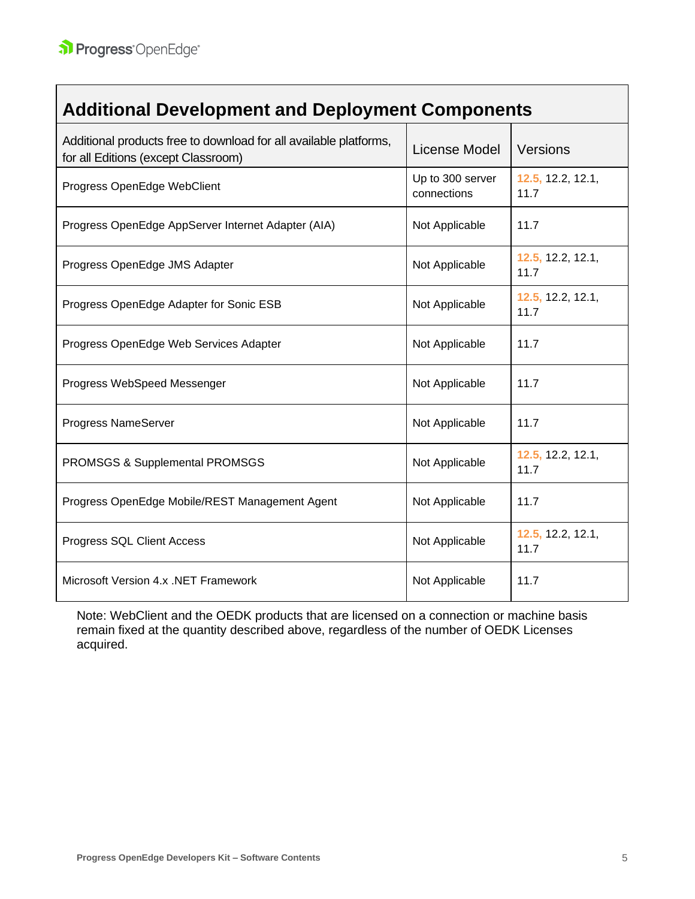| Additional Development and Deployment Components | | |
|---|---|---|
| Additional products free to download for all available platforms, for all Editions (except Classroom) | License Model | Versions |
| Progress OpenEdge WebClient | Up to 300 server connections | 12.5, 12.2, 12.1, 11.7 |
| Progress OpenEdge AppServer Internet Adapter (AIA) | Not Applicable | 11.7 |
| Progress OpenEdge JMS Adapter | Not Applicable | 12.5, 12.2, 12.1, 11.7 |
| Progress OpenEdge Adapter for Sonic ESB | Not Applicable | 12.5, 12.2, 12.1, 11.7 |
| Progress OpenEdge Web Services Adapter | Not Applicable | 11.7 |
| Progress WebSpeed Messenger | Not Applicable | 11.7 |
| Progress NameServer | Not Applicable | 11.7 |
| PROMSGS & Supplemental PROMSGS | Not Applicable | 12.5, 12.2, 12.1, 11.7 |
| Progress OpenEdge Mobile/REST Management Agent | Not Applicable | 11.7 |
| Progress SQL Client Access | Not Applicable | 12.5, 12.2, 12.1, 11.7 |
| Microsoft Version 4.x .NET Framework | Not Applicable | 11.7 |

Note: WebClient and the OEDK products that are licensed on a connection or machine basis remain fixed at the quantity described above, regardless of the number of OEDK Licenses acquired.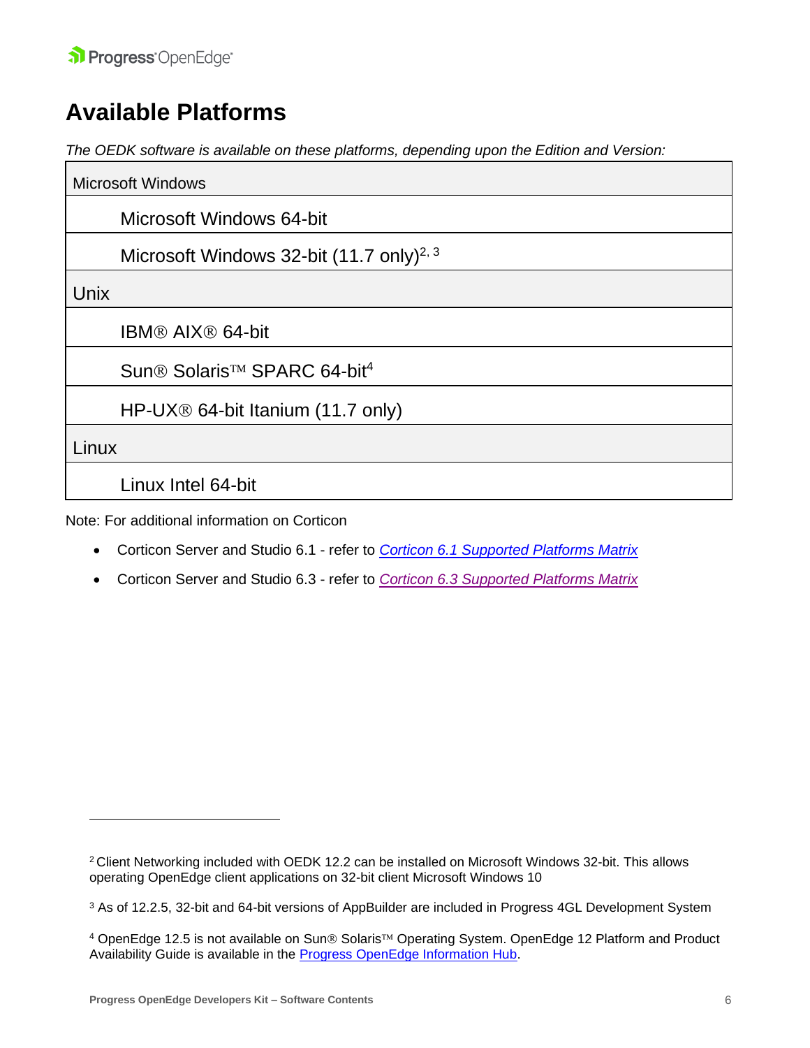# Available Platforms

*The OEDK software is available on these platforms, depending upon the Edition and Version:*

| |
|---|
| Microsoft Windows |
| Microsoft Windows 64-bit |
| Microsoft Windows 32-bit (11.7 only)[2, 3] |
| Unix |
| IBM® AIX® 64-bit |
| Sun® Solaris™ SPARC 64-bit[4] |
| HP-UX® 64-bit Itanium (11.7 only) |
| Linux |
| Linux Intel 64-bit |

Note: For additional information on Corticon

- Corticon Server and Studio 6.1 - refer to *Corticon 6.1 Supported Platforms Matrix*
- Corticon Server and Studio 6.3 - refer to *Corticon 6.3 Supported Platforms Matrix*

---

[2] Client Networking included with OEDK 12.2 can be installed on Microsoft Windows 32-bit. This allows operating OpenEdge client applications on 32-bit client Microsoft Windows 10

[3] As of 12.2.5, 32-bit and 64-bit versions of AppBuilder are included in Progress 4GL Development System

[4] OpenEdge 12.5 is not available on Sun® Solaris™ Operating System. OpenEdge 12 Platform and Product Availability Guide is available in the Progress OpenEdge Information Hub.